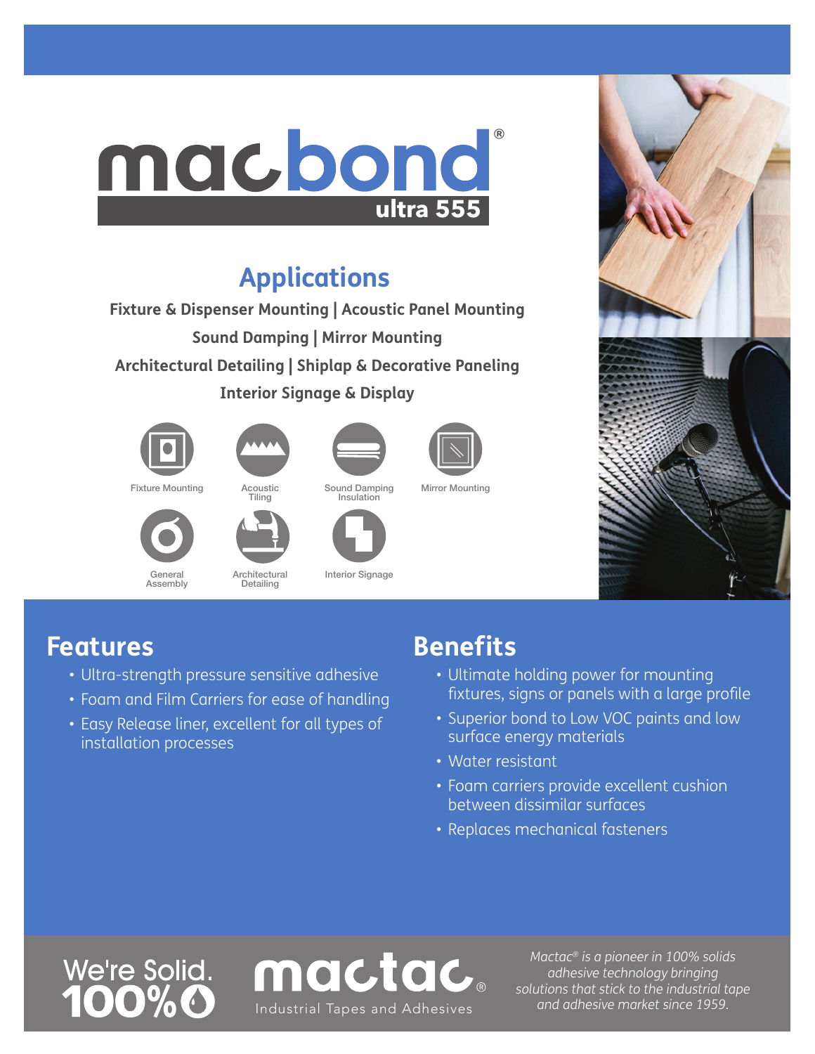# macbond ultra 555

## Applications

**Fixture & Dispenser Mounting | Acoustic Panel Mounting**

**Sound Damping | Mirror Mounting**

**Architectural Detailing | Shiplap & Decorative Paneling**

**Interior Signage & Display**

Fixture Mounting | Acoustic Tiling | Sound Damping Insulation | Mirror Mounting | General Assembly | Architectural Detailing | Interior Signage

## Features

- Ultra-strength pressure sensitive adhesive
- Foam and Film Carriers for ease of handling
- Easy Release liner, excellent for all types of installation processes

## Benefits

- Ultimate holding power for mounting fixtures, signs or panels with a large profile
- Superior bond to Low VOC paints and low surface energy materials
- Water resistant
- Foam carriers provide excellent cushion between dissimilar surfaces
- Replaces mechanical fasteners

We're Solid. 100%

mactac® Industrial Tapes and Adhesives

*Mactac® is a pioneer in 100% solids adhesive technology bringing solutions that stick to the industrial tape and adhesive market since 1959.*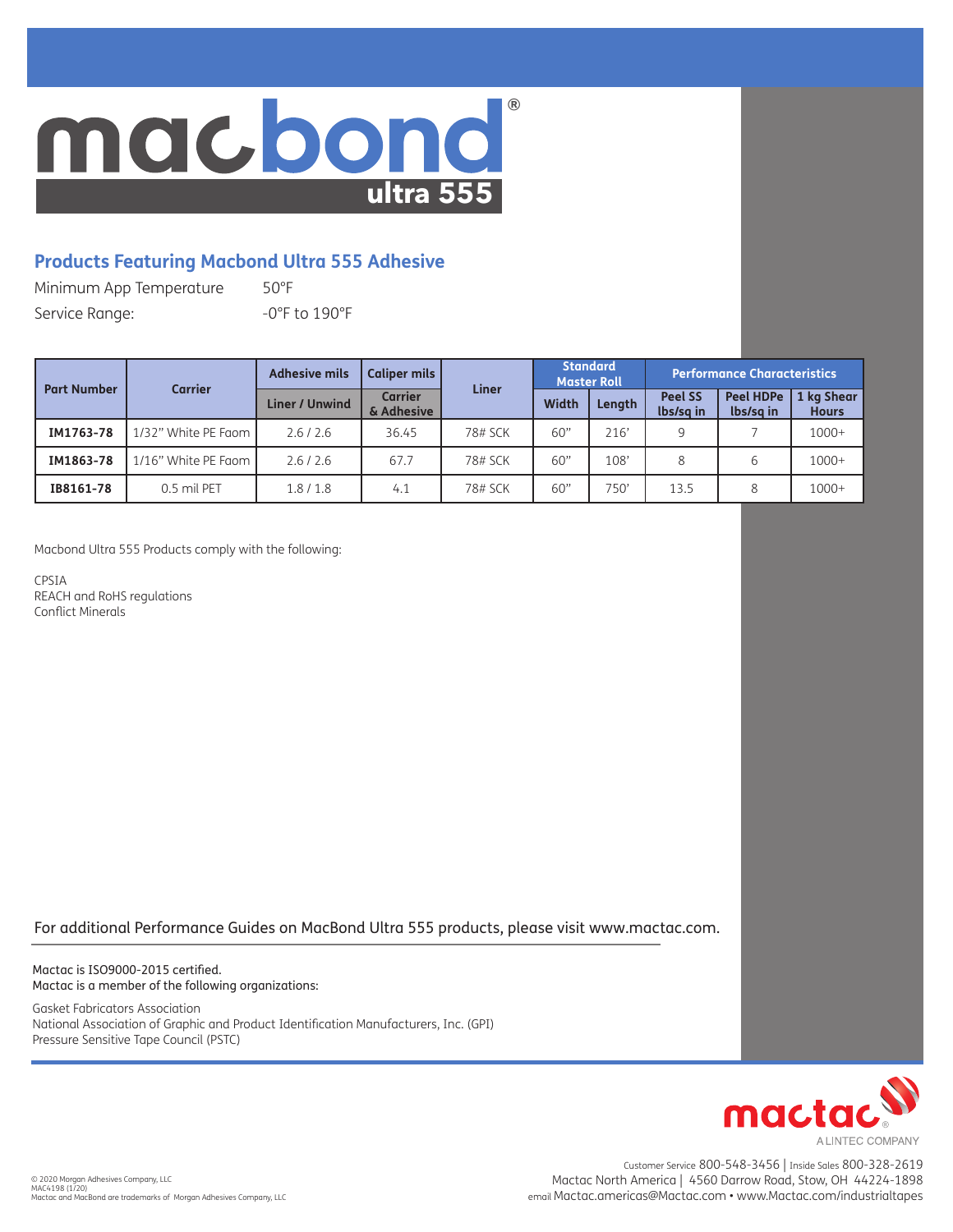# macbond ultra 555

## Products Featuring Macbond Ultra 555 Adhesive

Minimum App Temperature 50°F

Service Range: -0°F to 190°F

| Part Number | Carrier | Adhesive mils | Caliper mils | Liner | Standard Master Roll | | Performance Characteristics | | |
|---|---|---|---|---|---|---|---|---|---|
| | | Liner / Unwind | Carrier & Adhesive | | Width | Length | Peel SS lbs/sq in | Peel HDPe lbs/sq in | 1 kg Shear Hours |
| IM1763-78 | 1/32" White PE Faom | 2.6 / 2.6 | 36.45 | 78# SCK | 60" | 216' | 9 | 7 | 1000+ |
| IM1863-78 | 1/16" White PE Faom | 2.6 / 2.6 | 67.7 | 78# SCK | 60" | 108' | 8 | 6 | 1000+ |
| IB8161-78 | 0.5 mil PET | 1.8 / 1.8 | 4.1 | 78# SCK | 60" | 750' | 13.5 | 8 | 1000+ |

Macbond Ultra 555 Products comply with the following:

CPSIA
REACH and RoHS regulations
Conflict Minerals

For additional Performance Guides on MacBond Ultra 555 products, please visit www.mactac.com.

Mactac is ISO9000-2015 certified.
Mactac is a member of the following organizations:

Gasket Fabricators Association
National Association of Graphic and Product Identification Manufacturers, Inc. (GPI)
Pressure Sensitive Tape Council (PSTC)

mactac® A LINTEC COMPANY

Customer Service 800-548-3456 | Inside Sales 800-328-2619
Mactac North America | 4560 Darrow Road, Stow, OH 44224-1898
email Mactac.americas@Mactac.com • www.Mactac.com/industrialtapes

© 2020 Morgan Adhesives Company, LLC
MAC4198 (1/20)
Mactac and MacBond are trademarks of Morgan Adhesives Company, LLC